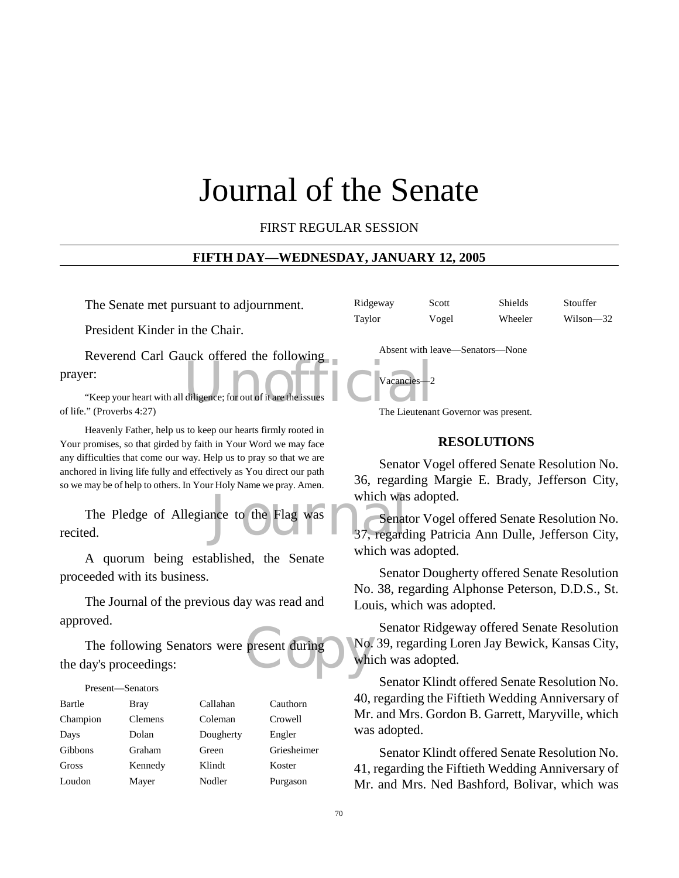# Journal of the Senate

FIRST REGULAR SESSION

**FIFTH DAY—WEDNESDAY, JANUARY 12, 2005**

The Senate met pursuant to adjournment.

President Kinder in the Chair.

Reverend Carl Gauck offered the following prayer:

"Keep your heart with all diligence; for out of it are the issues of life." (Proverbs 4:27)

Heavenly Father, help us to keep our hearts firmly rooted in Your promises, so that girded by faith in Your Word we may face any difficulties that come our way. Help us to pray so that we are anchored in living life fully and effectively as You direct our path so we may be of help to others. In Your Holy Name we pray. Amen.

The Pledge of Allegiance to the Flag was recited.

A quorum being established, the Senate proceeded with its business.

The Journal of the previous day was read and approved.

The following Senators were present during the day's proceedings:

Present—Senators

| | | | |
|---|---|---|---|
| Bartle | Bray | Callahan | Cauthorn |
| Champion | Clemens | Coleman | Crowell |
| Days | Dolan | Dougherty | Engler |
| Gibbons | Graham | Green | Griesheimer |
| Gross | Kennedy | Klindt | Koster |
| Loudon | Mayer | Nodler | Purgason |
| Ridgeway | Scott | Shields | Stouffer |
| Taylor | Vogel | Wheeler | Wilson—32 |

Absent with leave—Senators—None

Vacancies—2

The Lieutenant Governor was present.

## RESOLUTIONS

Senator Vogel offered Senate Resolution No. 36, regarding Margie E. Brady, Jefferson City, which was adopted.

Senator Vogel offered Senate Resolution No. 37, regarding Patricia Ann Dulle, Jefferson City, which was adopted.

Senator Dougherty offered Senate Resolution No. 38, regarding Alphonse Peterson, D.D.S., St. Louis, which was adopted.

Senator Ridgeway offered Senate Resolution No. 39, regarding Loren Jay Bewick, Kansas City, which was adopted.

Senator Klindt offered Senate Resolution No. 40, regarding the Fiftieth Wedding Anniversary of Mr. and Mrs. Gordon B. Garrett, Maryville, which was adopted.

Senator Klindt offered Senate Resolution No. 41, regarding the Fiftieth Wedding Anniversary of Mr. and Mrs. Ned Bashford, Bolivar, which was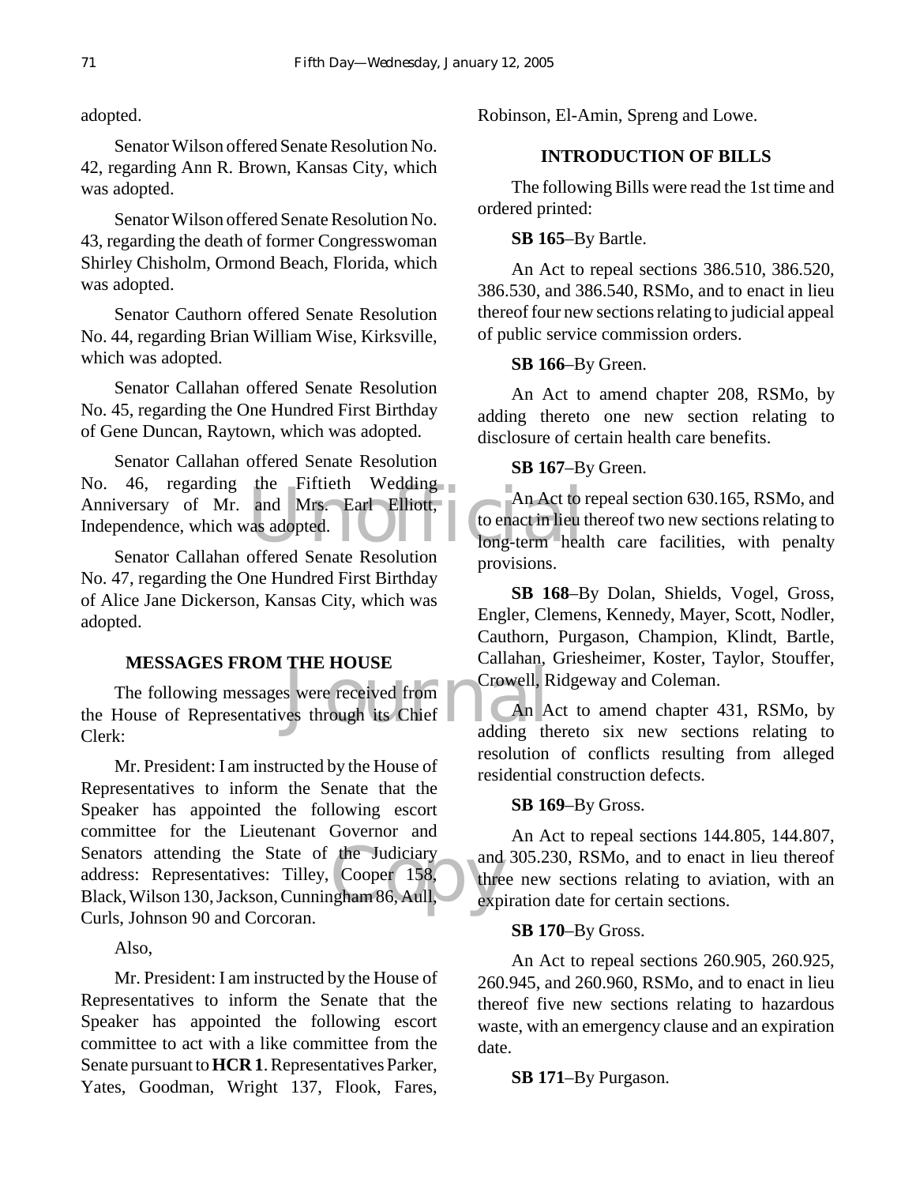adopted.

Senator Wilson offered Senate Resolution No. 42, regarding Ann R. Brown, Kansas City, which was adopted.

Senator Wilson offered Senate Resolution No. 43, regarding the death of former Congresswoman Shirley Chisholm, Ormond Beach, Florida, which was adopted.

Senator Cauthorn offered Senate Resolution No. 44, regarding Brian William Wise, Kirksville, which was adopted.

Senator Callahan offered Senate Resolution No. 45, regarding the One Hundred First Birthday of Gene Duncan, Raytown, which was adopted.

Senator Callahan offered Senate Resolution No. 46, regarding the Fiftieth Wedding Anniversary of Mr. and Mrs. Earl Elliott, Independence, which was adopted.

Senator Callahan offered Senate Resolution No. 47, regarding the One Hundred First Birthday of Alice Jane Dickerson, Kansas City, which was adopted.

## MESSAGES FROM THE HOUSE

The following messages were received from the House of Representatives through its Chief Clerk:

Mr. President: I am instructed by the House of Representatives to inform the Senate that the Speaker has appointed the following escort committee for the Lieutenant Governor and Senators attending the State of the Judiciary address: Representatives: Tilley, Cooper 158, Black, Wilson 130, Jackson, Cunningham 86, Aull, Curls, Johnson 90 and Corcoran.

Also,

Mr. President: I am instructed by the House of Representatives to inform the Senate that the Speaker has appointed the following escort committee to act with a like committee from the Senate pursuant to **HCR 1**. Representatives Parker, Yates, Goodman, Wright 137, Flook, Fares, Robinson, El-Amin, Spreng and Lowe.

## INTRODUCTION OF BILLS

The following Bills were read the 1st time and ordered printed:

**SB 165**–By Bartle.

An Act to repeal sections 386.510, 386.520, 386.530, and 386.540, RSMo, and to enact in lieu thereof four new sections relating to judicial appeal of public service commission orders.

**SB 166**–By Green.

An Act to amend chapter 208, RSMo, by adding thereto one new section relating to disclosure of certain health care benefits.

**SB 167**–By Green.

An Act to repeal section 630.165, RSMo, and to enact in lieu thereof two new sections relating to long-term health care facilities, with penalty provisions.

**SB 168**–By Dolan, Shields, Vogel, Gross, Engler, Clemens, Kennedy, Mayer, Scott, Nodler, Cauthorn, Purgason, Champion, Klindt, Bartle, Callahan, Griesheimer, Koster, Taylor, Stouffer, Crowell, Ridgeway and Coleman.

An Act to amend chapter 431, RSMo, by adding thereto six new sections relating to resolution of conflicts resulting from alleged residential construction defects.

**SB 169**–By Gross.

An Act to repeal sections 144.805, 144.807, and 305.230, RSMo, and to enact in lieu thereof three new sections relating to aviation, with an expiration date for certain sections.

**SB 170**–By Gross.

An Act to repeal sections 260.905, 260.925, 260.945, and 260.960, RSMo, and to enact in lieu thereof five new sections relating to hazardous waste, with an emergency clause and an expiration date.

**SB 171**–By Purgason.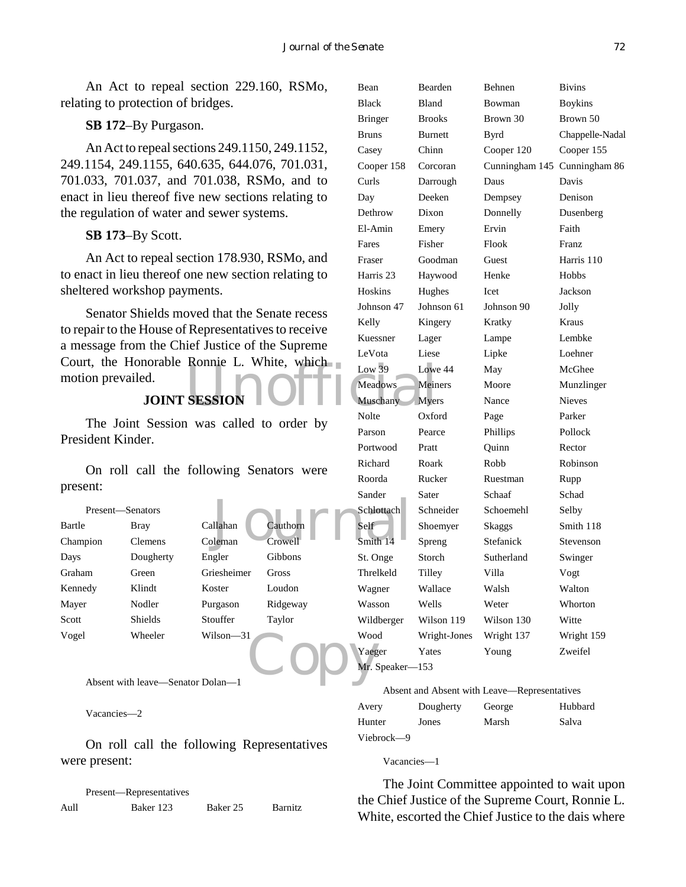An Act to repeal section 229.160, RSMo, relating to protection of bridges.

**SB 172**–By Purgason.

An Act to repeal sections 249.1150, 249.1152, 249.1154, 249.1155, 640.635, 644.076, 701.031, 701.033, 701.037, and 701.038, RSMo, and to enact in lieu thereof five new sections relating to the regulation of water and sewer systems.

**SB 173**–By Scott.

An Act to repeal section 178.930, RSMo, and to enact in lieu thereof one new section relating to sheltered workshop payments.

Senator Shields moved that the Senate recess to repair to the House of Representatives to receive a message from the Chief Justice of the Supreme Court, the Honorable Ronnie L. White, which motion prevailed.

**JOINT SESSION**

The Joint Session was called to order by President Kinder.

On roll call the following Senators were present:

Present—Senators

| | | | |
|---|---|---|---|
| Bartle | Bray | Callahan | Cauthorn |
| Champion | Clemens | Coleman | Crowell |
| Days | Dougherty | Engler | Gibbons |
| Graham | Green | Griesheimer | Gross |
| Kennedy | Klindt | Koster | Loudon |
| Mayer | Nodler | Purgason | Ridgeway |
| Scott | Shields | Stouffer | Taylor |
| Vogel | Wheeler | Wilson—31 | |

Absent with leave—Senator Dolan—1

Vacancies—2

On roll call the following Representatives were present:

Present—Representatives

| | | | |
|---|---|---|---|
| Aull | Baker 123 | Baker 25 | Barnitz |
| Bean | Bearden | Behnen | Bivins |
| Black | Bland | Bowman | Boykins |
| Bringer | Brooks | Brown 30 | Brown 50 |
| Bruns | Burnett | Byrd | Chappelle-Nadal |
| Casey | Chinn | Cooper 120 | Cooper 155 |
| Cooper 158 | Corcoran | Cunningham 145 | Cunningham 86 |
| Curls | Darrough | Daus | Davis |
| Day | Deeken | Dempsey | Denison |
| Dethrow | Dixon | Donnelly | Dusenberg |
| El-Amin | Emery | Ervin | Faith |
| Fares | Fisher | Flook | Franz |
| Fraser | Goodman | Guest | Harris 110 |
| Harris 23 | Haywood | Henke | Hobbs |
| Hoskins | Hughes | Icet | Jackson |
| Johnson 47 | Johnson 61 | Johnson 90 | Jolly |
| Kelly | Kingery | Kratky | Kraus |
| Kuessner | Lager | Lampe | Lembke |
| LeVota | Liese | Lipke | Loehner |
| Low 39 | Lowe 44 | May | McGhee |
| Meadows | Meiners | Moore | Munzlinger |
| Muschany | Myers | Nance | Nieves |
| Nolte | Oxford | Page | Parker |
| Parson | Pearce | Phillips | Pollock |
| Portwood | Pratt | Quinn | Rector |
| Richard | Roark | Robb | Robinson |
| Roorda | Rucker | Ruestman | Rupp |
| Sander | Sater | Schaaf | Schad |
| Schlottach | Schneider | Schoemehl | Selby |
| Self | Shoemyer | Skaggs | Smith 118 |
| Smith 14 | Spreng | Stefanick | Stevenson |
| St. Onge | Storch | Sutherland | Swinger |
| Threlkeld | Tilley | Villa | Vogt |
| Wagner | Wallace | Walsh | Walton |
| Wasson | Wells | Weter | Whorton |
| Wildberger | Wilson 119 | Wilson 130 | Witte |
| Wood | Wright-Jones | Wright 137 | Wright 159 |
| Yaeger | Yates | Young | Zweifel |
| Mr. Speaker—153 | | | |

Absent and Absent with Leave—Representatives

| | | | |
|---|---|---|---|
| Avery | Dougherty | George | Hubbard |
| Hunter | Jones | Marsh | Salva |
| Viebrock—9 | | | |

Vacancies—1

The Joint Committee appointed to wait upon the Chief Justice of the Supreme Court, Ronnie L. White, escorted the Chief Justice to the dais where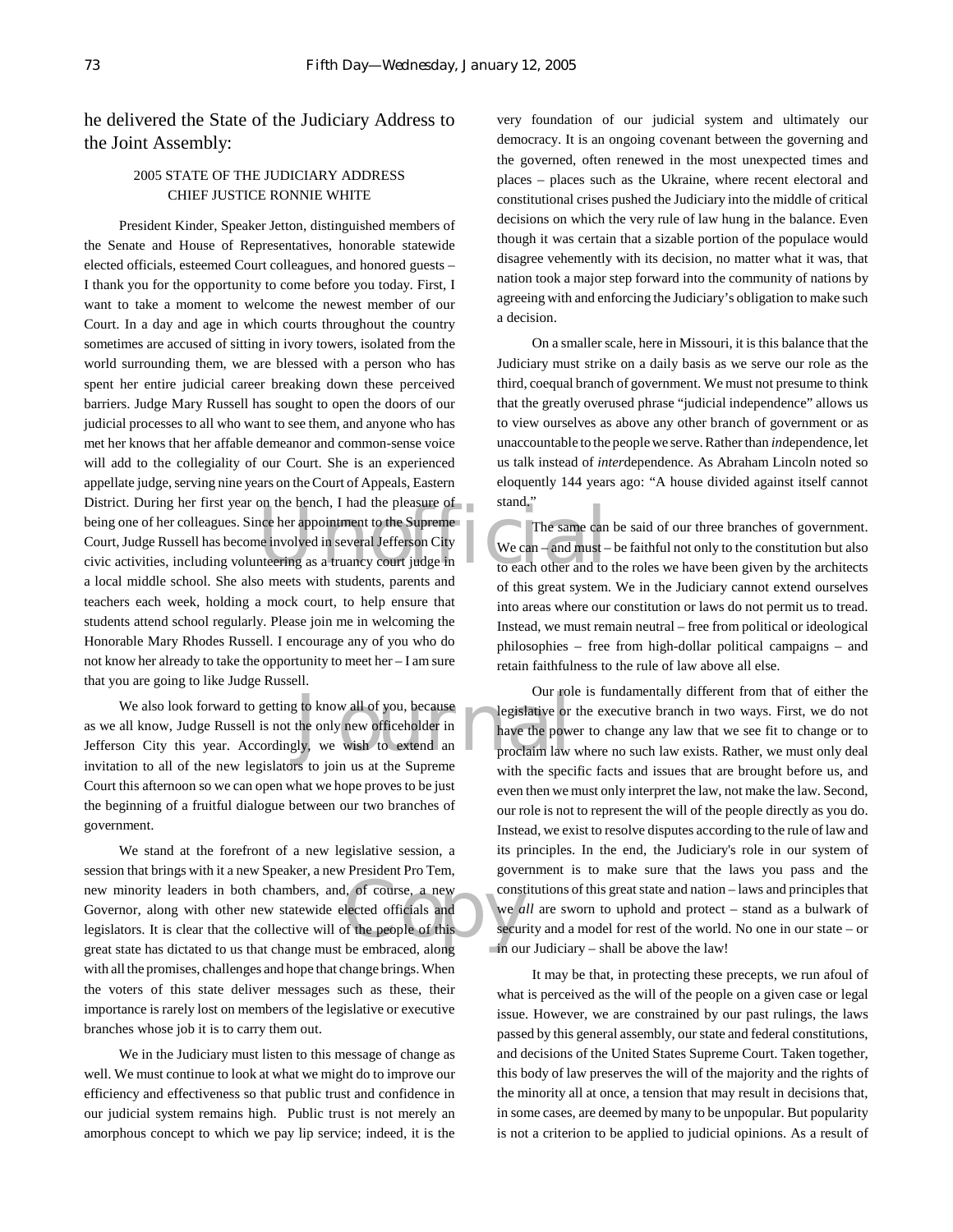he delivered the State of the Judiciary Address to the Joint Assembly:

2005 STATE OF THE JUDICIARY ADDRESS
CHIEF JUSTICE RONNIE WHITE

President Kinder, Speaker Jetton, distinguished members of the Senate and House of Representatives, honorable statewide elected officials, esteemed Court colleagues, and honored guests – I thank you for the opportunity to come before you today. First, I want to take a moment to welcome the newest member of our Court. In a day and age in which courts throughout the country sometimes are accused of sitting in ivory towers, isolated from the world surrounding them, we are blessed with a person who has spent her entire judicial career breaking down these perceived barriers. Judge Mary Russell has sought to open the doors of our judicial processes to all who want to see them, and anyone who has met her knows that her affable demeanor and common-sense voice will add to the collegiality of our Court. She is an experienced appellate judge, serving nine years on the Court of Appeals, Eastern District. During her first year on the bench, I had the pleasure of being one of her colleagues. Since her appointment to the Supreme Court, Judge Russell has become involved in several Jefferson City civic activities, including volunteering as a truancy court judge in a local middle school. She also meets with students, parents and teachers each week, holding a mock court, to help ensure that students attend school regularly. Please join me in welcoming the Honorable Mary Rhodes Russell. I encourage any of you who do not know her already to take the opportunity to meet her – I am sure that you are going to like Judge Russell.

We also look forward to getting to know all of you, because as we all know, Judge Russell is not the only new officeholder in Jefferson City this year. Accordingly, we wish to extend an invitation to all of the new legislators to join us at the Supreme Court this afternoon so we can open what we hope proves to be just the beginning of a fruitful dialogue between our two branches of government.

We stand at the forefront of a new legislative session, a session that brings with it a new Speaker, a new President Pro Tem, new minority leaders in both chambers, and, of course, a new Governor, along with other new statewide elected officials and legislators. It is clear that the collective will of the people of this great state has dictated to us that change must be embraced, along with all the promises, challenges and hope that change brings. When the voters of this state deliver messages such as these, their importance is rarely lost on members of the legislative or executive branches whose job it is to carry them out.

We in the Judiciary must listen to this message of change as well. We must continue to look at what we might do to improve our efficiency and effectiveness so that public trust and confidence in our judicial system remains high. Public trust is not merely an amorphous concept to which we pay lip service; indeed, it is the very foundation of our judicial system and ultimately our democracy. It is an ongoing covenant between the governing and the governed, often renewed in the most unexpected times and places – places such as the Ukraine, where recent electoral and constitutional crises pushed the Judiciary into the middle of critical decisions on which the very rule of law hung in the balance. Even though it was certain that a sizable portion of the populace would disagree vehemently with its decision, no matter what it was, that nation took a major step forward into the community of nations by agreeing with and enforcing the Judiciary's obligation to make such a decision.

On a smaller scale, here in Missouri, it is this balance that the Judiciary must strike on a daily basis as we serve our role as the third, coequal branch of government. We must not presume to think that the greatly overused phrase "judicial independence" allows us to view ourselves as above any other branch of government or as unaccountable to the people we serve. Rather than *in*dependence, let us talk instead of *inter*dependence. As Abraham Lincoln noted so eloquently 144 years ago: "A house divided against itself cannot stand."

The same can be said of our three branches of government. We can – and must – be faithful not only to the constitution but also to each other and to the roles we have been given by the architects of this great system. We in the Judiciary cannot extend ourselves into areas where our constitution or laws do not permit us to tread. Instead, we must remain neutral – free from political or ideological philosophies – free from high-dollar political campaigns – and retain faithfulness to the rule of law above all else.

Our role is fundamentally different from that of either the legislative or the executive branch in two ways. First, we do not have the power to change any law that we see fit to change or to proclaim law where no such law exists. Rather, we must only deal with the specific facts and issues that are brought before us, and even then we must only interpret the law, not make the law. Second, our role is not to represent the will of the people directly as you do. Instead, we exist to resolve disputes according to the rule of law and its principles. In the end, the Judiciary's role in our system of government is to make sure that the laws you pass and the constitutions of this great state and nation – laws and principles that we *all* are sworn to uphold and protect – stand as a bulwark of security and a model for rest of the world. No one in our state – or in our Judiciary – shall be above the law!

It may be that, in protecting these precepts, we run afoul of what is perceived as the will of the people on a given case or legal issue. However, we are constrained by our past rulings, the laws passed by this general assembly, our state and federal constitutions, and decisions of the United States Supreme Court. Taken together, this body of law preserves the will of the majority and the rights of the minority all at once, a tension that may result in decisions that, in some cases, are deemed by many to be unpopular. But popularity is not a criterion to be applied to judicial opinions. As a result of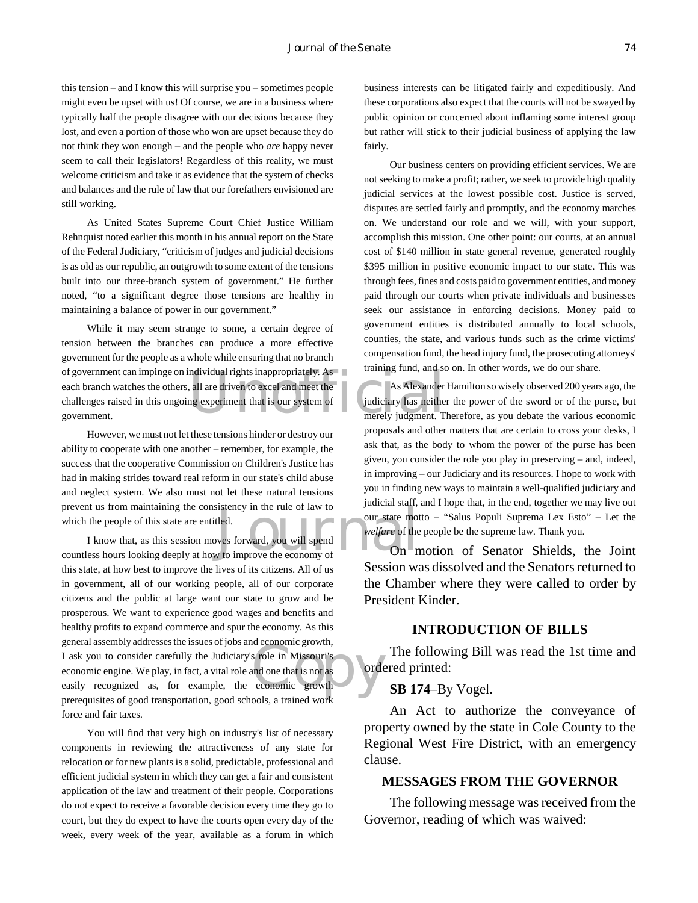this tension – and I know this will surprise you – sometimes people might even be upset with us! Of course, we are in a business where typically half the people disagree with our decisions because they lost, and even a portion of those who won are upset because they do not think they won enough – and the people who *are* happy never seem to call their legislators! Regardless of this reality, we must welcome criticism and take it as evidence that the system of checks and balances and the rule of law that our forefathers envisioned are still working.

As United States Supreme Court Chief Justice William Rehnquist noted earlier this month in his annual report on the State of the Federal Judiciary, "criticism of judges and judicial decisions is as old as our republic, an outgrowth to some extent of the tensions built into our three-branch system of government." He further noted, "to a significant degree those tensions are healthy in maintaining a balance of power in our government."

While it may seem strange to some, a certain degree of tension between the branches can produce a more effective government for the people as a whole while ensuring that no branch of government can impinge on individual rights inappropriately. As each branch watches the others, all are driven to excel and meet the challenges raised in this ongoing experiment that is our system of government.

However, we must not let these tensions hinder or destroy our ability to cooperate with one another – remember, for example, the success that the cooperative Commission on Children's Justice has had in making strides toward real reform in our state's child abuse and neglect system. We also must not let these natural tensions prevent us from maintaining the consistency in the rule of law to which the people of this state are entitled.

I know that, as this session moves forward, you will spend countless hours looking deeply at how to improve the economy of this state, at how best to improve the lives of its citizens. All of us in government, all of our working people, all of our corporate citizens and the public at large want our state to grow and be prosperous. We want to experience good wages and benefits and healthy profits to expand commerce and spur the economy. As this general assembly addresses the issues of jobs and economic growth, I ask you to consider carefully the Judiciary's role in Missouri's economic engine. We play, in fact, a vital role and one that is not as easily recognized as, for example, the economic growth prerequisites of good transportation, good schools, a trained work force and fair taxes.

You will find that very high on industry's list of necessary components in reviewing the attractiveness of any state for relocation or for new plants is a solid, predictable, professional and efficient judicial system in which they can get a fair and consistent application of the law and treatment of their people. Corporations do not expect to receive a favorable decision every time they go to court, but they do expect to have the courts open every day of the week, every week of the year, available as a forum in which business interests can be litigated fairly and expeditiously. And these corporations also expect that the courts will not be swayed by public opinion or concerned about inflaming some interest group but rather will stick to their judicial business of applying the law fairly.

Our business centers on providing efficient services. We are not seeking to make a profit; rather, we seek to provide high quality judicial services at the lowest possible cost. Justice is served, disputes are settled fairly and promptly, and the economy marches on. We understand our role and we will, with your support, accomplish this mission. One other point: our courts, at an annual cost of $140 million in state general revenue, generated roughly $395 million in positive economic impact to our state. This was through fees, fines and costs paid to government entities, and money paid through our courts when private individuals and businesses seek our assistance in enforcing decisions. Money paid to government entities is distributed annually to local schools, counties, the state, and various funds such as the crime victims' compensation fund, the head injury fund, the prosecuting attorneys' training fund, and so on. In other words, we do our share.

As Alexander Hamilton so wisely observed 200 years ago, the judiciary has neither the power of the sword or of the purse, but merely judgment. Therefore, as you debate the various economic proposals and other matters that are certain to cross your desks, I ask that, as the body to whom the power of the purse has been given, you consider the role you play in preserving – and, indeed, in improving – our Judiciary and its resources. I hope to work with you in finding new ways to maintain a well-qualified judiciary and judicial staff, and I hope that, in the end, together we may live out our state motto – "Salus Populi Suprema Lex Esto" – Let the *welfare* of the people be the supreme law. Thank you.

On motion of Senator Shields, the Joint Session was dissolved and the Senators returned to the Chamber where they were called to order by President Kinder.

## INTRODUCTION OF BILLS

The following Bill was read the 1st time and ordered printed:

**SB 174**–By Vogel.

An Act to authorize the conveyance of property owned by the state in Cole County to the Regional West Fire District, with an emergency clause.

## MESSAGES FROM THE GOVERNOR

The following message was received from the Governor, reading of which was waived: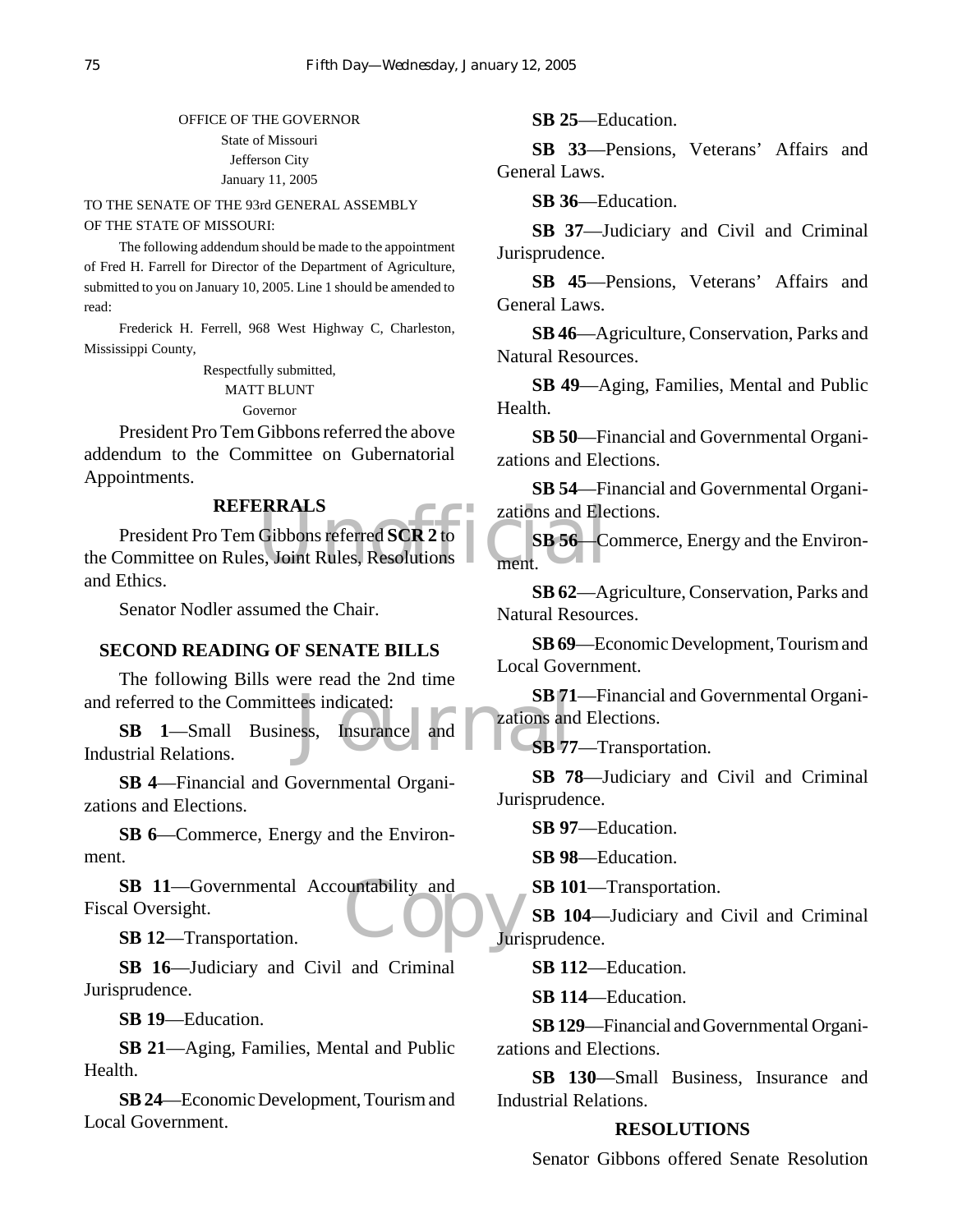OFFICE OF THE GOVERNOR
State of Missouri
Jefferson City
January 11, 2005

TO THE SENATE OF THE 93rd GENERAL ASSEMBLY OF THE STATE OF MISSOURI:

The following addendum should be made to the appointment of Fred H. Farrell for Director of the Department of Agriculture, submitted to you on January 10, 2005. Line 1 should be amended to read:

Frederick H. Ferrell, 968 West Highway C, Charleston, Mississippi County,

Respectfully submitted,
MATT BLUNT
Governor

President Pro Tem Gibbons referred the above addendum to the Committee on Gubernatorial Appointments.

## REFERRALS

President Pro Tem Gibbons referred **SCR 2** to the Committee on Rules, Joint Rules, Resolutions and Ethics.

Senator Nodler assumed the Chair.

## SECOND READING OF SENATE BILLS

The following Bills were read the 2nd time and referred to the Committees indicated:

**SB 1**—Small Business, Insurance and Industrial Relations.

**SB 4**—Financial and Governmental Organizations and Elections.

**SB 6**—Commerce, Energy and the Environment.

**SB 11**—Governmental Accountability and Fiscal Oversight.

**SB 12**—Transportation.

**SB 16**—Judiciary and Civil and Criminal Jurisprudence.

**SB 19**—Education.

**SB 21**—Aging, Families, Mental and Public Health.

**SB 24**—Economic Development, Tourism and Local Government.

**SB 25**—Education.

**SB 33**—Pensions, Veterans' Affairs and General Laws.

**SB 36**—Education.

**SB 37**—Judiciary and Civil and Criminal Jurisprudence.

**SB 45**—Pensions, Veterans' Affairs and General Laws.

**SB 46**—Agriculture, Conservation, Parks and Natural Resources.

**SB 49**—Aging, Families, Mental and Public Health.

**SB 50**—Financial and Governmental Organizations and Elections.

**SB 54**—Financial and Governmental Organizations and Elections.

**SB 56**—Commerce, Energy and the Environment.

**SB 62**—Agriculture, Conservation, Parks and Natural Resources.

**SB 69**—Economic Development, Tourism and Local Government.

**SB 71**—Financial and Governmental Organizations and Elections.

**SB 77**—Transportation.

**SB 78**—Judiciary and Civil and Criminal Jurisprudence.

**SB 97**—Education.

**SB 98**—Education.

**SB 101**—Transportation.

**SB 104**—Judiciary and Civil and Criminal Jurisprudence.

**SB 112**—Education.

**SB 114**—Education.

**SB 129**—Financial and Governmental Organizations and Elections.

**SB 130**—Small Business, Insurance and Industrial Relations.

## RESOLUTIONS

Senator Gibbons offered Senate Resolution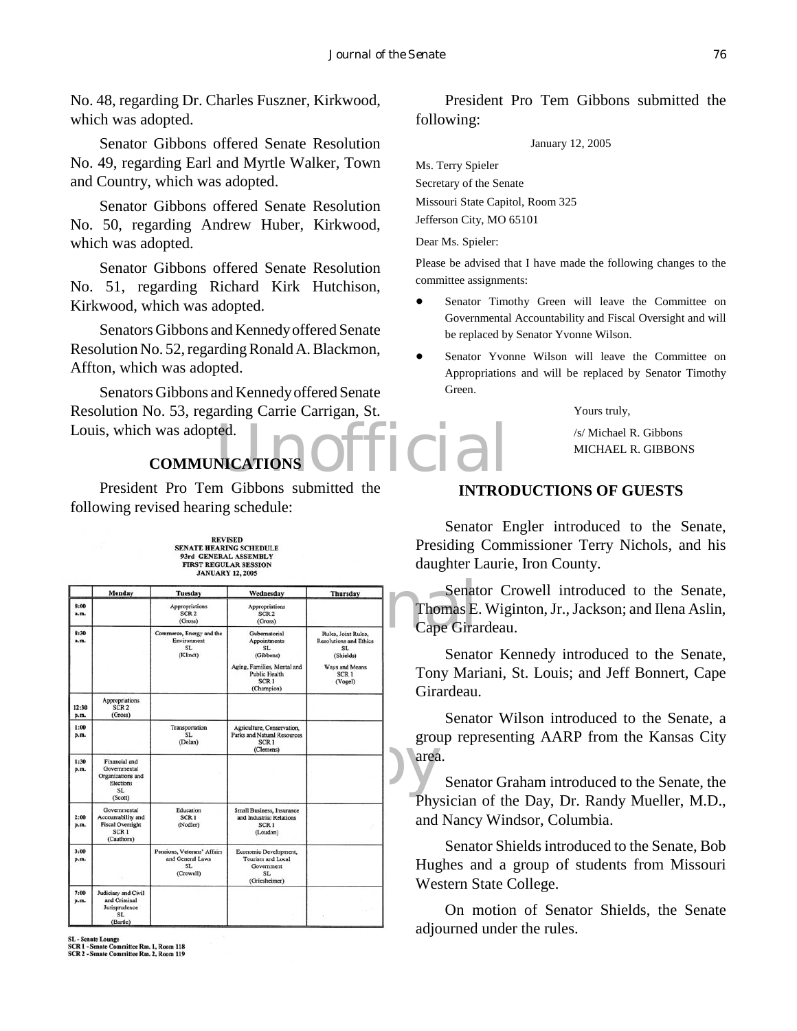No. 48, regarding Dr. Charles Fuszner, Kirkwood, which was adopted.

Senator Gibbons offered Senate Resolution No. 49, regarding Earl and Myrtle Walker, Town and Country, which was adopted.

Senator Gibbons offered Senate Resolution No. 50, regarding Andrew Huber, Kirkwood, which was adopted.

Senator Gibbons offered Senate Resolution No. 51, regarding Richard Kirk Hutchison, Kirkwood, which was adopted.

Senators Gibbons and Kennedy offered Senate Resolution No. 52, regarding Ronald A. Blackmon, Affton, which was adopted.

Senators Gibbons and Kennedy offered Senate Resolution No. 53, regarding Carrie Carrigan, St. Louis, which was adopted.

## COMMUNICATIONS

President Pro Tem Gibbons submitted the following revised hearing schedule:

**REVISED SENATE HEARING SCHEDULE 93rd GENERAL ASSEMBLY FIRST REGULAR SESSION JANUARY 12, 2005**

| | Monday | Tuesday | Wednesday | Thursday |
|---|---|---|---|---|
| 8:00 a.m. | | Appropriations SCR 2 (Gross) | Appropriations SCR 2 (Gross) | |
| 8:30 a.m. | | Commerce, Energy and the Environment SL (Klindt) | Gubernatorial Appointments SL (Gibbons); Aging, Families, Mental and Public Health SCR 1 (Champion) | Rules, Joint Rules, Resolutions and Ethics SL (Shields); Ways and Means SCR 1 (Vogel) |
| 12:30 p.m. | Appropriations SCR 2 (Gross) | | | |
| 1:00 p.m. | | Transportation SL (Dolan) | Agriculture, Conservation, Parks and Natural Resources SCR 1 (Clemens) | |
| 1:30 p.m. | Financial and Governmental Organizations and Elections SL (Scott) | | | |
| 2:00 p.m. | Governmental Accountability and Fiscal Oversight SCR 1 (Cauthorn) | Education SCR 1 (Nodler) | Small Business, Insurance and Industrial Relations SCR 1 (Loudon) | |
| 3:00 p.m. | | Pensions, Veterans' Affairs and General Laws SL (Crowell) | Economic Development, Tourism and Local Government SL (Griesheimer) | |
| 7:00 p.m. | Judiciary and Civil and Criminal Jurisprudence SL (Bartle) | | | |

SL - Senate Lounge
SCR 1 - Senate Committee Rm. 1, Room 118
SCR 2 - Senate Committee Rm. 2, Room 119

President Pro Tem Gibbons submitted the following:

January 12, 2005

Ms. Terry Spieler
Secretary of the Senate
Missouri State Capitol, Room 325
Jefferson City, MO 65101

Dear Ms. Spieler:

Please be advised that I have made the following changes to the committee assignments:

- Senator Timothy Green will leave the Committee on Governmental Accountability and Fiscal Oversight and will be replaced by Senator Yvonne Wilson.
- Senator Yvonne Wilson will leave the Committee on Appropriations and will be replaced by Senator Timothy Green.

Yours truly,

/s/ Michael R. Gibbons
MICHAEL R. GIBBONS

## INTRODUCTIONS OF GUESTS

Senator Engler introduced to the Senate, Presiding Commissioner Terry Nichols, and his daughter Laurie, Iron County.

Senator Crowell introduced to the Senate, Thomas E. Wiginton, Jr., Jackson; and Ilena Aslin, Cape Girardeau.

Senator Kennedy introduced to the Senate, Tony Mariani, St. Louis; and Jeff Bonnert, Cape Girardeau.

Senator Wilson introduced to the Senate, a group representing AARP from the Kansas City area.

Senator Graham introduced to the Senate, the Physician of the Day, Dr. Randy Mueller, M.D., and Nancy Windsor, Columbia.

Senator Shields introduced to the Senate, Bob Hughes and a group of students from Missouri Western State College.

On motion of Senator Shields, the Senate adjourned under the rules.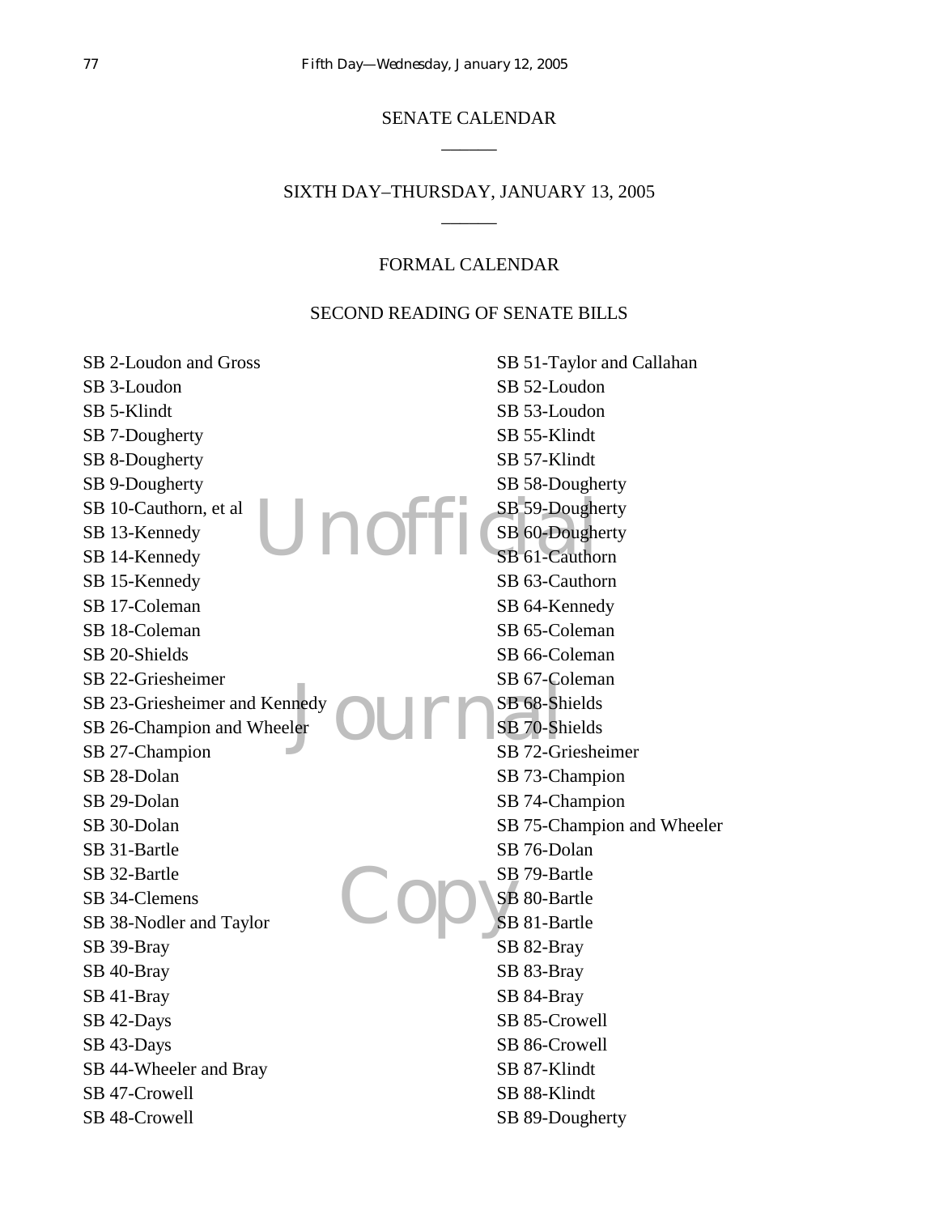SENATE CALENDAR

______

SIXTH DAY–THURSDAY, JANUARY 13, 2005

______

FORMAL CALENDAR

SECOND READING OF SENATE BILLS

SB 2-Loudon and Gross
SB 3-Loudon
SB 5-Klindt
SB 7-Dougherty
SB 8-Dougherty
SB 9-Dougherty
SB 10-Cauthorn, et al
SB 13-Kennedy
SB 14-Kennedy
SB 15-Kennedy
SB 17-Coleman
SB 18-Coleman
SB 20-Shields
SB 22-Griesheimer
SB 23-Griesheimer and Kennedy
SB 26-Champion and Wheeler
SB 27-Champion
SB 28-Dolan
SB 29-Dolan
SB 30-Dolan
SB 31-Bartle
SB 32-Bartle
SB 34-Clemens
SB 38-Nodler and Taylor
SB 39-Bray
SB 40-Bray
SB 41-Bray
SB 42-Days
SB 43-Days
SB 44-Wheeler and Bray
SB 47-Crowell
SB 48-Crowell
SB 51-Taylor and Callahan
SB 52-Loudon
SB 53-Loudon
SB 55-Klindt
SB 57-Klindt
SB 58-Dougherty
SB 59-Dougherty
SB 60-Dougherty
SB 61-Cauthorn
SB 63-Cauthorn
SB 64-Kennedy
SB 65-Coleman
SB 66-Coleman
SB 67-Coleman
SB 68-Shields
SB 70-Shields
SB 72-Griesheimer
SB 73-Champion
SB 74-Champion
SB 75-Champion and Wheeler
SB 76-Dolan
SB 79-Bartle
SB 80-Bartle
SB 81-Bartle
SB 82-Bray
SB 83-Bray
SB 84-Bray
SB 85-Crowell
SB 86-Crowell
SB 87-Klindt
SB 88-Klindt
SB 89-Dougherty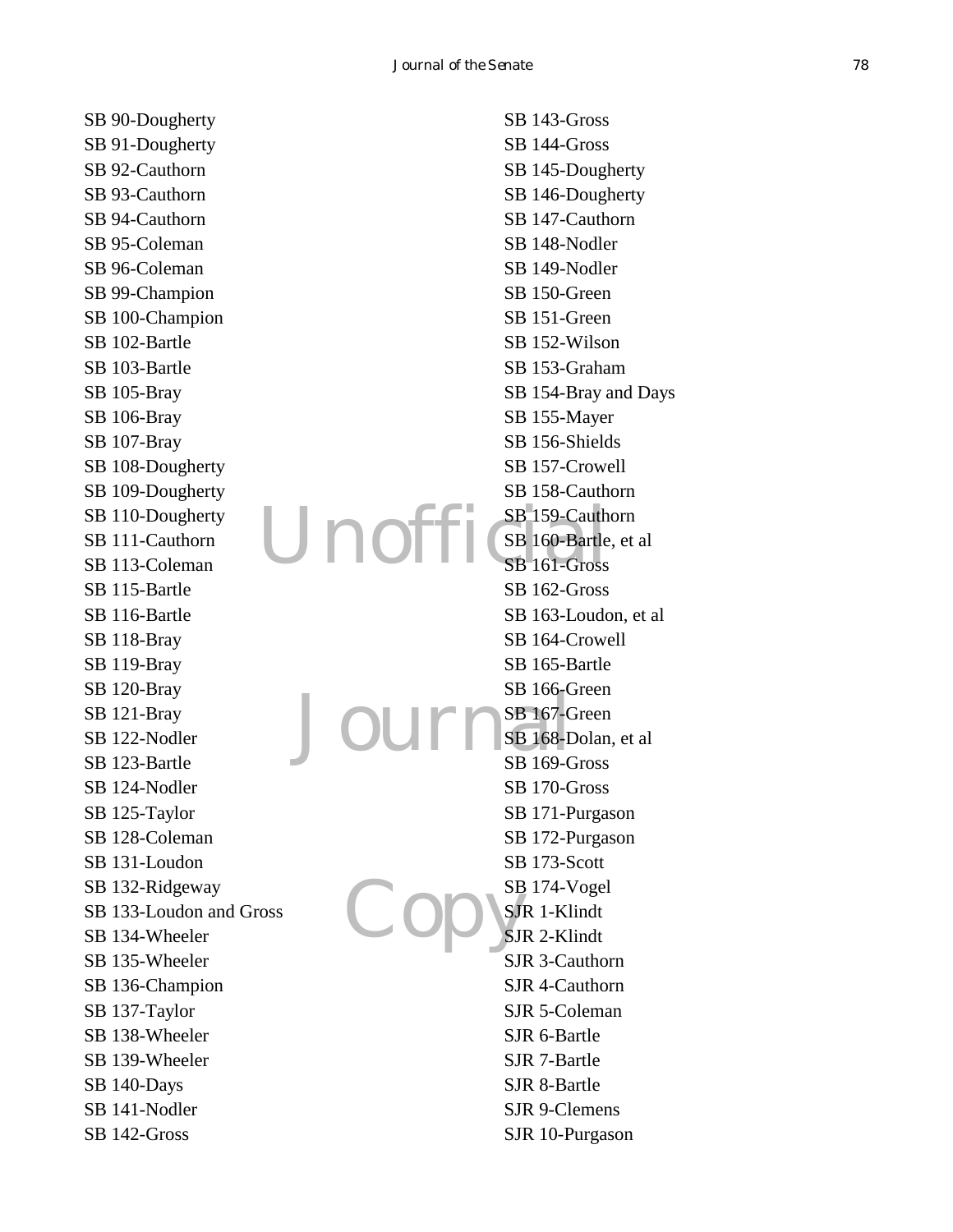SB 90-Dougherty
SB 91-Dougherty
SB 92-Cauthorn
SB 93-Cauthorn
SB 94-Cauthorn
SB 95-Coleman
SB 96-Coleman
SB 99-Champion
SB 100-Champion
SB 102-Bartle
SB 103-Bartle
SB 105-Bray
SB 106-Bray
SB 107-Bray
SB 108-Dougherty
SB 109-Dougherty
SB 110-Dougherty
SB 111-Cauthorn
SB 113-Coleman
SB 115-Bartle
SB 116-Bartle
SB 118-Bray
SB 119-Bray
SB 120-Bray
SB 121-Bray
SB 122-Nodler
SB 123-Bartle
SB 124-Nodler
SB 125-Taylor
SB 128-Coleman
SB 131-Loudon
SB 132-Ridgeway
SB 133-Loudon and Gross
SB 134-Wheeler
SB 135-Wheeler
SB 136-Champion
SB 137-Taylor
SB 138-Wheeler
SB 139-Wheeler
SB 140-Days
SB 141-Nodler
SB 142-Gross
SB 143-Gross
SB 144-Gross
SB 145-Dougherty
SB 146-Dougherty
SB 147-Cauthorn
SB 148-Nodler
SB 149-Nodler
SB 150-Green
SB 151-Green
SB 152-Wilson
SB 153-Graham
SB 154-Bray and Days
SB 155-Mayer
SB 156-Shields
SB 157-Crowell
SB 158-Cauthorn
SB 159-Cauthorn
SB 160-Bartle, et al
SB 161-Gross
SB 162-Gross
SB 163-Loudon, et al
SB 164-Crowell
SB 165-Bartle
SB 166-Green
SB 167-Green
SB 168-Dolan, et al
SB 169-Gross
SB 170-Gross
SB 171-Purgason
SB 172-Purgason
SB 173-Scott
SB 174-Vogel
SJR 1-Klindt
SJR 2-Klindt
SJR 3-Cauthorn
SJR 4-Cauthorn
SJR 5-Coleman
SJR 6-Bartle
SJR 7-Bartle
SJR 8-Bartle
SJR 9-Clemens
SJR 10-Purgason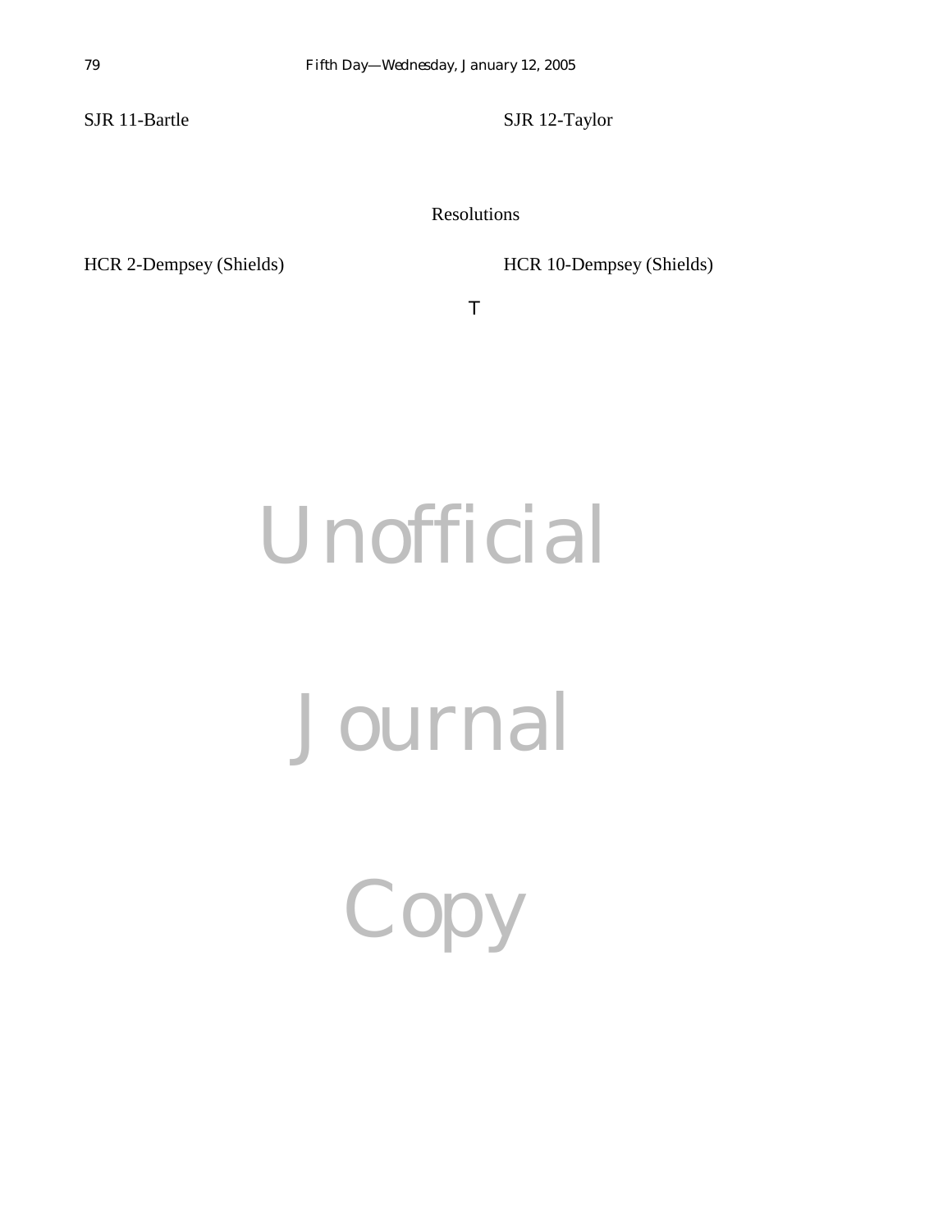SJR 11-Bartle

SJR 12-Taylor

Resolutions

HCR 2-Dempsey (Shields)

HCR 10-Dempsey (Shields)

T